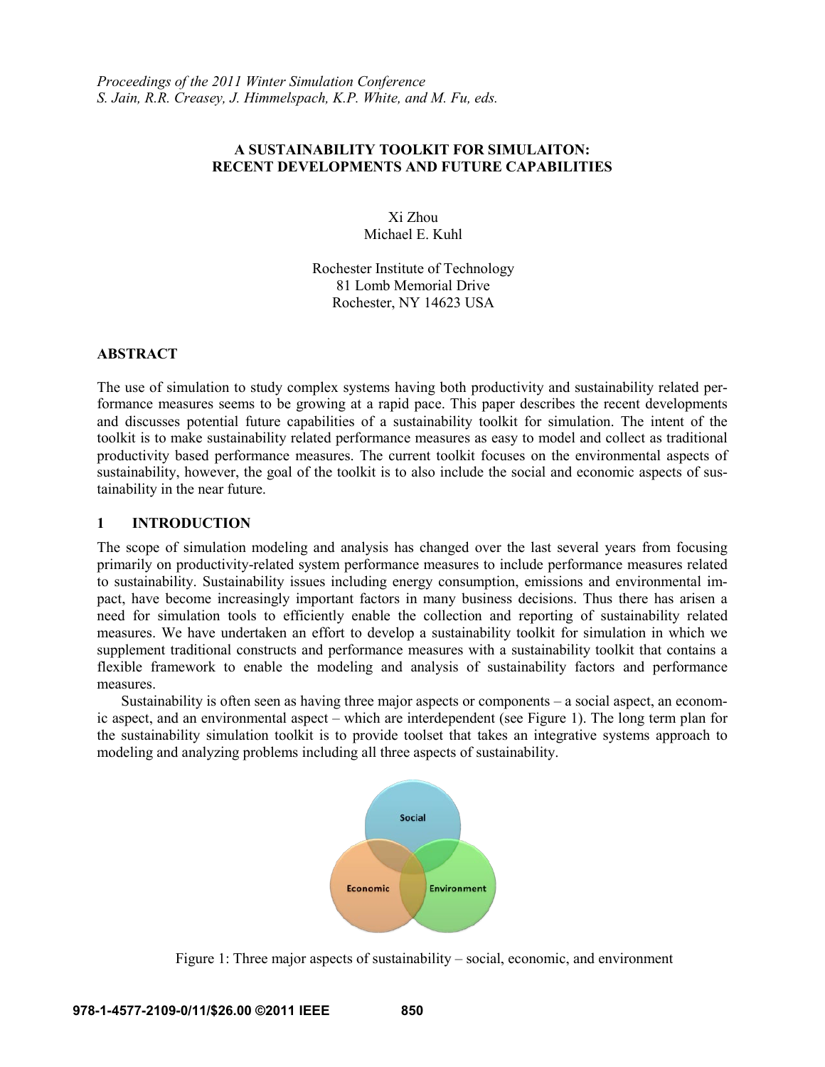*Proceedings of the 2011 Winter Simulation Conference*
*S. Jain, R.R. Creasey, J. Himmelspach, K.P. White, and M. Fu, eds.*

# A SUSTAINABILITY TOOLKIT FOR SIMULAITON: RECENT DEVELOPMENTS AND FUTURE CAPABILITIES

Xi Zhou
Michael E. Kuhl

Rochester Institute of Technology
81 Lomb Memorial Drive
Rochester, NY 14623 USA

## ABSTRACT

The use of simulation to study complex systems having both productivity and sustainability related performance measures seems to be growing at a rapid pace. This paper describes the recent developments and discusses potential future capabilities of a sustainability toolkit for simulation. The intent of the toolkit is to make sustainability related performance measures as easy to model and collect as traditional productivity based performance measures. The current toolkit focuses on the environmental aspects of sustainability, however, the goal of the toolkit is to also include the social and economic aspects of sustainability in the near future.

## 1 INTRODUCTION

The scope of simulation modeling and analysis has changed over the last several years from focusing primarily on productivity-related system performance measures to include performance measures related to sustainability. Sustainability issues including energy consumption, emissions and environmental impact, have become increasingly important factors in many business decisions. Thus there has arisen a need for simulation tools to efficiently enable the collection and reporting of sustainability related measures. We have undertaken an effort to develop a sustainability toolkit for simulation in which we supplement traditional constructs and performance measures with a sustainability toolkit that contains a flexible framework to enable the modeling and analysis of sustainability factors and performance measures.

Sustainability is often seen as having three major aspects or components – a social aspect, an economic aspect, and an environmental aspect – which are interdependent (see Figure 1). The long term plan for the sustainability simulation toolkit is to provide toolset that takes an integrative systems approach to modeling and analyzing problems including all three aspects of sustainability.

Figure 1: Three major aspects of sustainability – social, economic, and environment

978-1-4577-2109-0/11/$26.00 ©2011 IEEE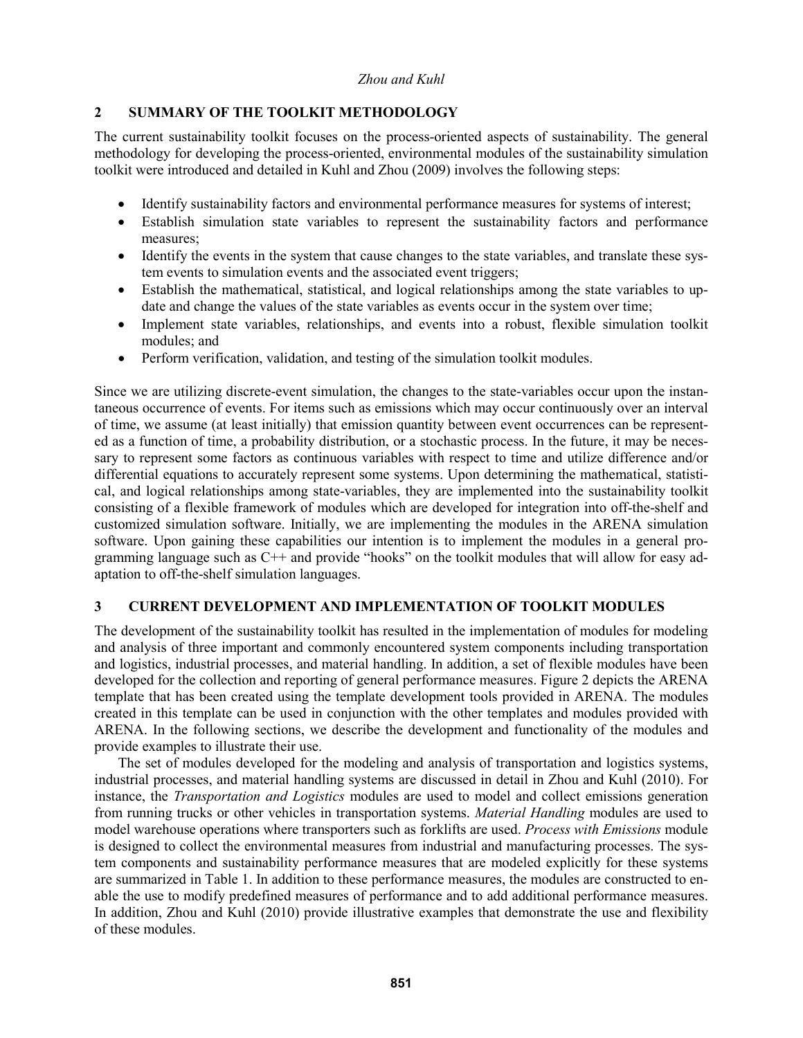## 2 SUMMARY OF THE TOOLKIT METHODOLOGY

The current sustainability toolkit focuses on the process-oriented aspects of sustainability. The general methodology for developing the process-oriented, environmental modules of the sustainability simulation toolkit were introduced and detailed in Kuhl and Zhou (2009) involves the following steps:

- Identify sustainability factors and environmental performance measures for systems of interest;
- Establish simulation state variables to represent the sustainability factors and performance measures;
- Identify the events in the system that cause changes to the state variables, and translate these system events to simulation events and the associated event triggers;
- Establish the mathematical, statistical, and logical relationships among the state variables to update and change the values of the state variables as events occur in the system over time;
- Implement state variables, relationships, and events into a robust, flexible simulation toolkit modules; and
- Perform verification, validation, and testing of the simulation toolkit modules.

Since we are utilizing discrete-event simulation, the changes to the state-variables occur upon the instantaneous occurrence of events. For items such as emissions which may occur continuously over an interval of time, we assume (at least initially) that emission quantity between event occurrences can be represented as a function of time, a probability distribution, or a stochastic process. In the future, it may be necessary to represent some factors as continuous variables with respect to time and utilize difference and/or differential equations to accurately represent some systems. Upon determining the mathematical, statistical, and logical relationships among state-variables, they are implemented into the sustainability toolkit consisting of a flexible framework of modules which are developed for integration into off-the-shelf and customized simulation software. Initially, we are implementing the modules in the ARENA simulation software. Upon gaining these capabilities our intention is to implement the modules in a general programming language such as C++ and provide "hooks" on the toolkit modules that will allow for easy adaptation to off-the-shelf simulation languages.

## 3 CURRENT DEVELOPMENT AND IMPLEMENTATION OF TOOLKIT MODULES

The development of the sustainability toolkit has resulted in the implementation of modules for modeling and analysis of three important and commonly encountered system components including transportation and logistics, industrial processes, and material handling. In addition, a set of flexible modules have been developed for the collection and reporting of general performance measures. Figure 2 depicts the ARENA template that has been created using the template development tools provided in ARENA. The modules created in this template can be used in conjunction with the other templates and modules provided with ARENA. In the following sections, we describe the development and functionality of the modules and provide examples to illustrate their use.

The set of modules developed for the modeling and analysis of transportation and logistics systems, industrial processes, and material handling systems are discussed in detail in Zhou and Kuhl (2010). For instance, the *Transportation and Logistics* modules are used to model and collect emissions generation from running trucks or other vehicles in transportation systems. *Material Handling* modules are used to model warehouse operations where transporters such as forklifts are used. *Process with Emissions* module is designed to collect the environmental measures from industrial and manufacturing processes. The system components and sustainability performance measures that are modeled explicitly for these systems are summarized in Table 1. In addition to these performance measures, the modules are constructed to enable the use to modify predefined measures of performance and to add additional performance measures. In addition, Zhou and Kuhl (2010) provide illustrative examples that demonstrate the use and flexibility of these modules.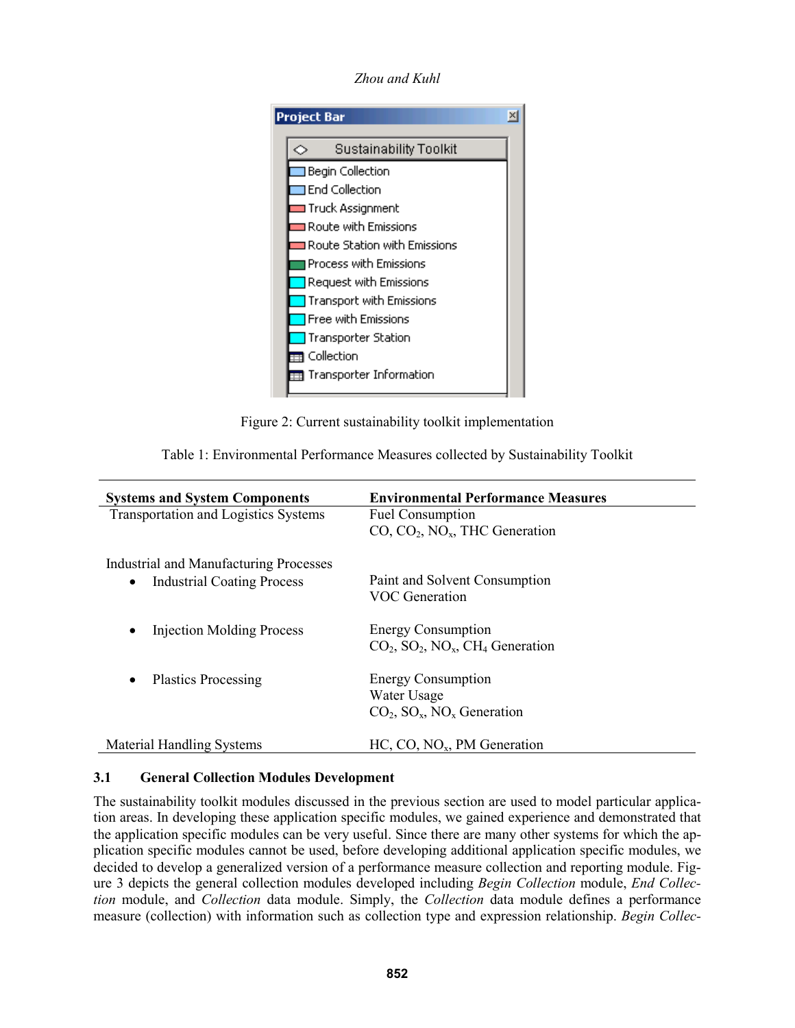Figure 2: Current sustainability toolkit implementation

Table 1: Environmental Performance Measures collected by Sustainability Toolkit

| Systems and System Components | Environmental Performance Measures |
|---|---|
| Transportation and Logistics Systems | Fuel Consumption<br>CO, $CO_2$, $NO_x$, THC Generation |
| Industrial and Manufacturing Processes | |
| • Industrial Coating Process | Paint and Solvent Consumption<br>VOC Generation |
| • Injection Molding Process | Energy Consumption<br>$CO_2$, $SO_2$, $NO_x$, $CH_4$ Generation |
| • Plastics Processing | Energy Consumption<br>Water Usage<br>$CO_2$, $SO_x$, $NO_x$ Generation |
| Material Handling Systems | HC, CO, $NO_x$, PM Generation |

### 3.1 General Collection Modules Development

The sustainability toolkit modules discussed in the previous section are used to model particular application areas. In developing these application specific modules, we gained experience and demonstrated that the application specific modules can be very useful. Since there are many other systems for which the application specific modules cannot be used, before developing additional application specific modules, we decided to develop a generalized version of a performance measure collection and reporting module. Figure 3 depicts the general collection modules developed including *Begin Collection* module, *End Collection* module, and *Collection* data module. Simply, the *Collection* data module defines a performance measure (collection) with information such as collection type and expression relationship. *Begin Collec-*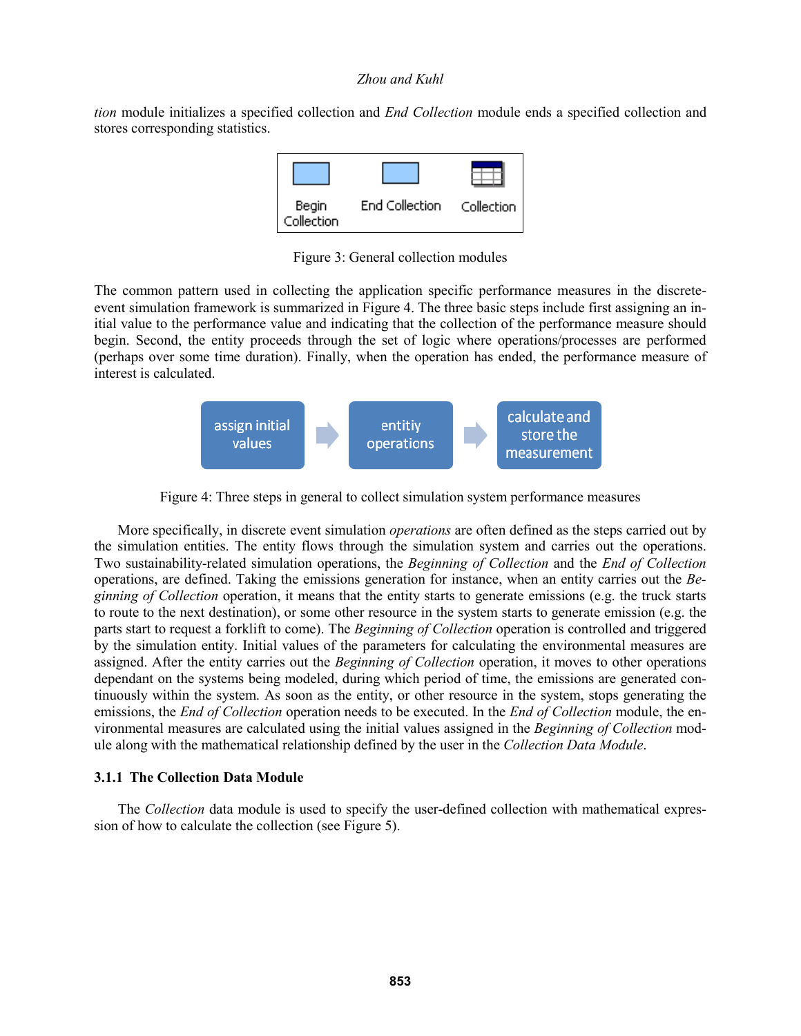*tion* module initializes a specified collection and *End Collection* module ends a specified collection and stores corresponding statistics.

Figure 3: General collection modules

The common pattern used in collecting the application specific performance measures in the discrete-event simulation framework is summarized in Figure 4. The three basic steps include first assigning an initial value to the performance value and indicating that the collection of the performance measure should begin. Second, the entity proceeds through the set of logic where operations/processes are performed (perhaps over some time duration). Finally, when the operation has ended, the performance measure of interest is calculated.

Figure 4: Three steps in general to collect simulation system performance measures

More specifically, in discrete event simulation *operations* are often defined as the steps carried out by the simulation entities. The entity flows through the simulation system and carries out the operations. Two sustainability-related simulation operations, the *Beginning of Collection* and the *End of Collection* operations, are defined. Taking the emissions generation for instance, when an entity carries out the *Beginning of Collection* operation, it means that the entity starts to generate emissions (e.g. the truck starts to route to the next destination), or some other resource in the system starts to generate emission (e.g. the parts start to request a forklift to come). The *Beginning of Collection* operation is controlled and triggered by the simulation entity. Initial values of the parameters for calculating the environmental measures are assigned. After the entity carries out the *Beginning of Collection* operation, it moves to other operations dependant on the systems being modeled, during which period of time, the emissions are generated continuously within the system. As soon as the entity, or other resource in the system, stops generating the emissions, the *End of Collection* operation needs to be executed. In the *End of Collection* module, the environmental measures are calculated using the initial values assigned in the *Beginning of Collection* module along with the mathematical relationship defined by the user in the *Collection Data Module*.

### 3.1.1 The Collection Data Module

The *Collection* data module is used to specify the user-defined collection with mathematical expression of how to calculate the collection (see Figure 5).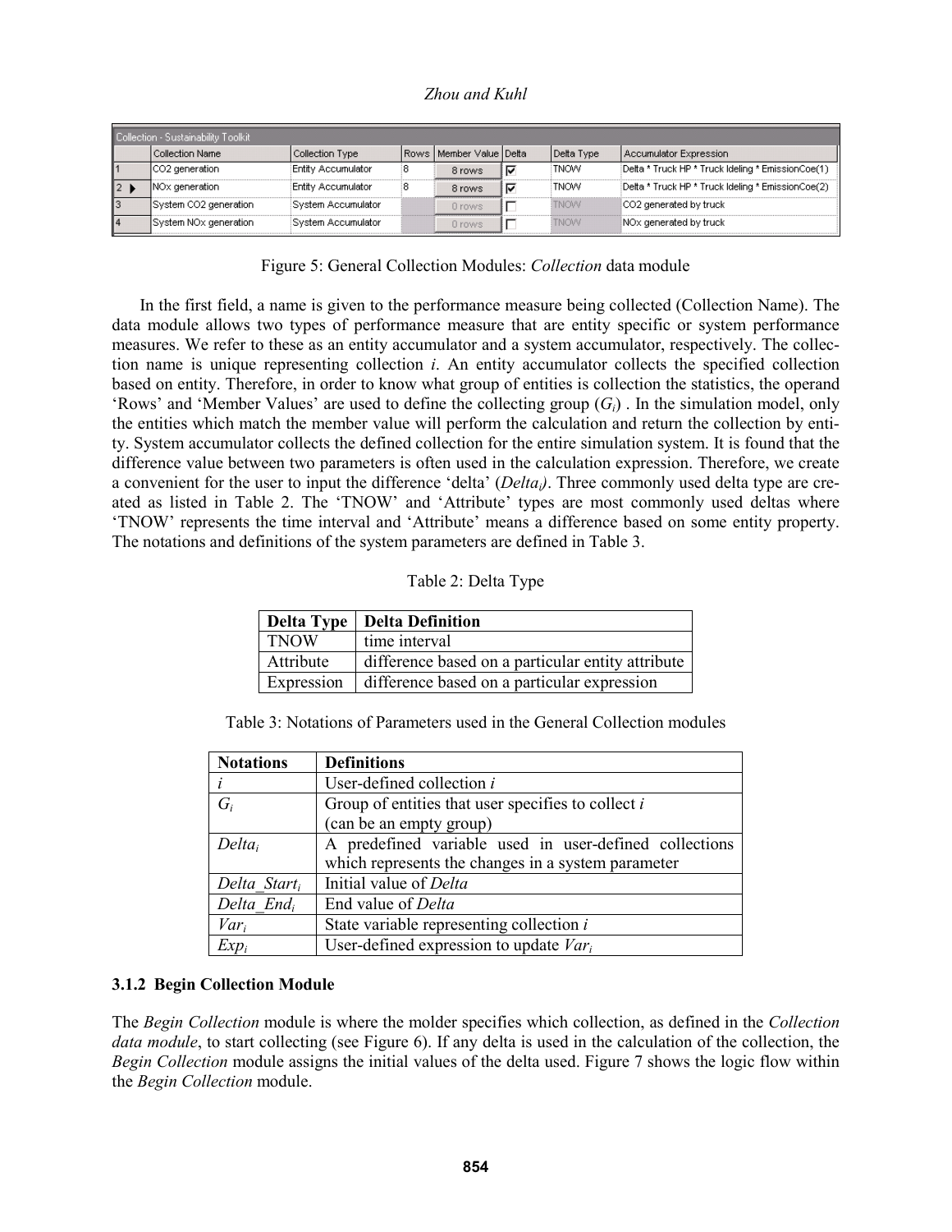| | Collection Name | Collection Type | Rows | Member Value | Delta | Delta Type | Accumulator Expression |
|---|---|---|---|---|---|---|---|
| 1 | CO2 generation | Entity Accumulator | 8 | 8 rows | ☑ | TNOW | Delta * Truck HP * Truck Ideling * EmissionCoe(1) |
| 2 | NOx generation | Entity Accumulator | 8 | 8 rows | ☑ | TNOW | Delta * Truck HP * Truck Ideling * EmissionCoe(2) |
| 3 | System CO2 generation | System Accumulator | | 0 rows | ☐ | TNOW | CO2 generated by truck |
| 4 | System NOx generation | System Accumulator | | 0 rows | ☐ | TNOW | NOx generated by truck |

Figure 5: General Collection Modules: *Collection* data module

In the first field, a name is given to the performance measure being collected (Collection Name). The data module allows two types of performance measure that are entity specific or system performance measures. We refer to these as an entity accumulator and a system accumulator, respectively. The collection name is unique representing collection *i*. An entity accumulator collects the specified collection based on entity. Therefore, in order to know what group of entities is collection the statistics, the operand 'Rows' and 'Member Values' are used to define the collecting group ($G_i$) . In the simulation model, only the entities which match the member value will perform the calculation and return the collection by entity. System accumulator collects the defined collection for the entire simulation system. It is found that the difference value between two parameters is often used in the calculation expression. Therefore, we create a convenient for the user to input the difference 'delta' ($Delta_i$). Three commonly used delta type are created as listed in Table 2. The 'TNOW' and 'Attribute' types are most commonly used deltas where 'TNOW' represents the time interval and 'Attribute' means a difference based on some entity property. The notations and definitions of the system parameters are defined in Table 3.

Table 2: Delta Type

| Delta Type | Delta Definition |
|---|---|
| TNOW | time interval |
| Attribute | difference based on a particular entity attribute |
| Expression | difference based on a particular expression |

Table 3: Notations of Parameters used in the General Collection modules

| Notations | Definitions |
|---|---|
| $i$ | User-defined collection $i$ |
| $G_i$ | Group of entities that user specifies to collect $i$ (can be an empty group) |
| $Delta_i$ | A predefined variable used in user-defined collections which represents the changes in a system parameter |
| $Delta\_Start_i$ | Initial value of *Delta* |
| $Delta\_End_i$ | End value of *Delta* |
| $Var_i$ | State variable representing collection $i$ |
| $Exp_i$ | User-defined expression to update $Var_i$ |

### 3.1.2 Begin Collection Module

The *Begin Collection* module is where the molder specifies which collection, as defined in the *Collection data module*, to start collecting (see Figure 6). If any delta is used in the calculation of the collection, the *Begin Collection* module assigns the initial values of the delta used. Figure 7 shows the logic flow within the *Begin Collection* module.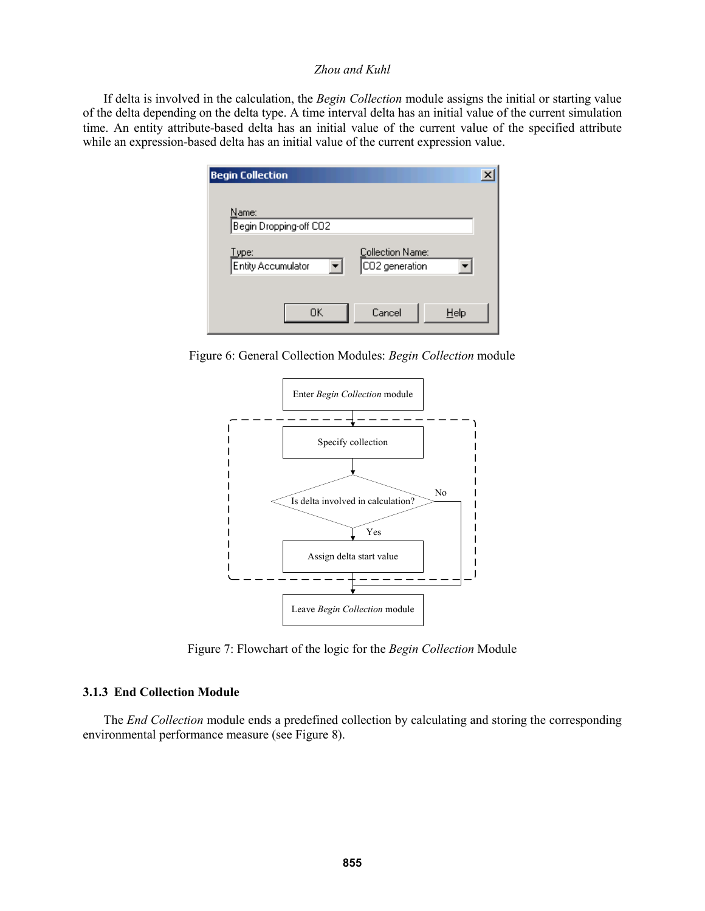If delta is involved in the calculation, the *Begin Collection* module assigns the initial or starting value of the delta depending on the delta type. A time interval delta has an initial value of the current simulation time. An entity attribute-based delta has an initial value of the current value of the specified attribute while an expression-based delta has an initial value of the current expression value.

Figure 6: General Collection Modules: *Begin Collection* module

Figure 7: Flowchart of the logic for the *Begin Collection* Module

### 3.1.3 End Collection Module

The *End Collection* module ends a predefined collection by calculating and storing the corresponding environmental performance measure (see Figure 8).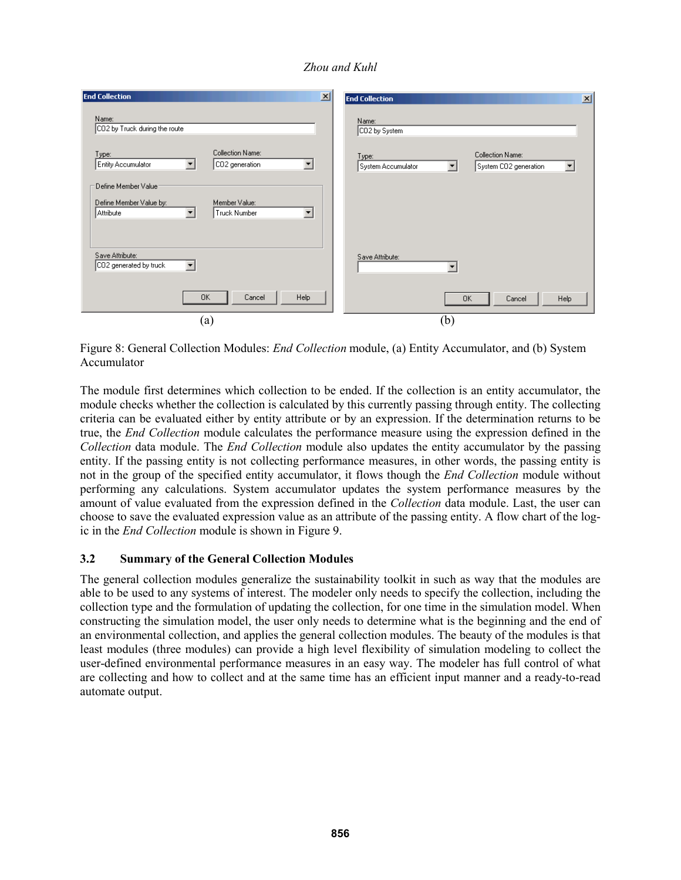Figure 8: General Collection Modules: *End Collection* module, (a) Entity Accumulator, and (b) System Accumulator

The module first determines which collection to be ended. If the collection is an entity accumulator, the module checks whether the collection is calculated by this currently passing through entity. The collecting criteria can be evaluated either by entity attribute or by an expression. If the determination returns to be true, the *End Collection* module calculates the performance measure using the expression defined in the *Collection* data module. The *End Collection* module also updates the entity accumulator by the passing entity. If the passing entity is not collecting performance measures, in other words, the passing entity is not in the group of the specified entity accumulator, it flows though the *End Collection* module without performing any calculations. System accumulator updates the system performance measures by the amount of value evaluated from the expression defined in the *Collection* data module. Last, the user can choose to save the evaluated expression value as an attribute of the passing entity. A flow chart of the logic in the *End Collection* module is shown in Figure 9.

### 3.2 Summary of the General Collection Modules

The general collection modules generalize the sustainability toolkit in such as way that the modules are able to be used to any systems of interest. The modeler only needs to specify the collection, including the collection type and the formulation of updating the collection, for one time in the simulation model. When constructing the simulation model, the user only needs to determine what is the beginning and the end of an environmental collection, and applies the general collection modules. The beauty of the modules is that least modules (three modules) can provide a high level flexibility of simulation modeling to collect the user-defined environmental performance measures in an easy way. The modeler has full control of what are collecting and how to collect and at the same time has an efficient input manner and a ready-to-read automate output.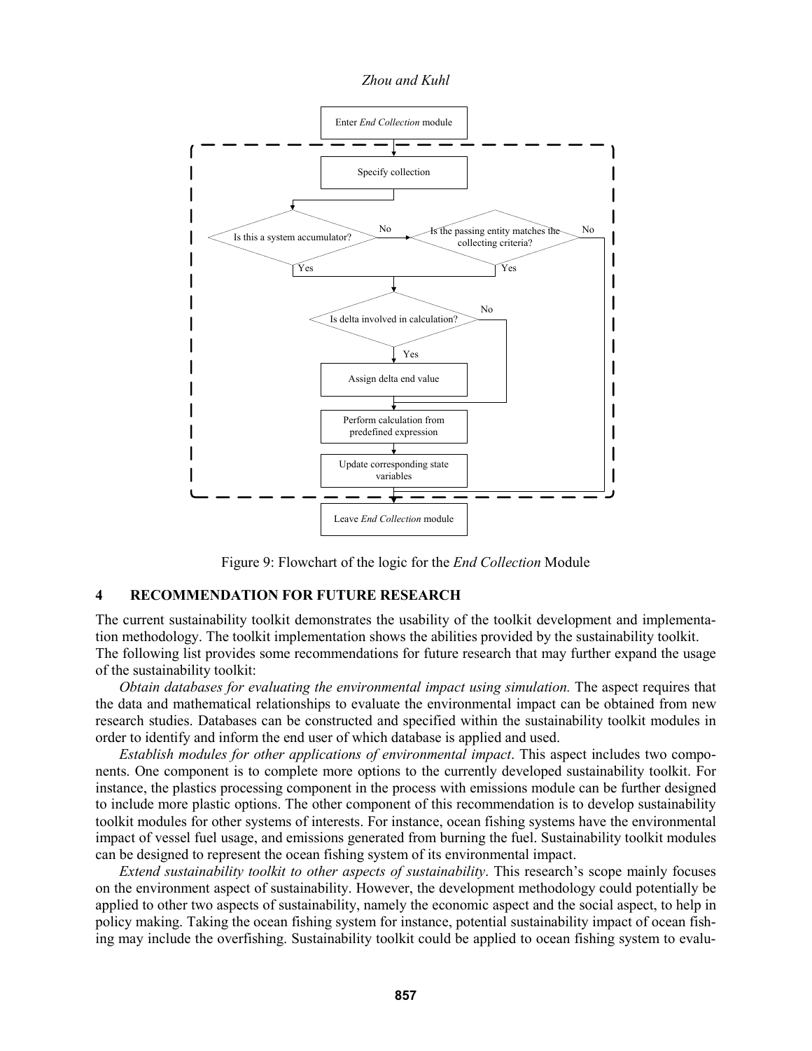Figure 9: Flowchart of the logic for the *End Collection* Module

## 4 RECOMMENDATION FOR FUTURE RESEARCH

The current sustainability toolkit demonstrates the usability of the toolkit development and implementation methodology. The toolkit implementation shows the abilities provided by the sustainability toolkit. The following list provides some recommendations for future research that may further expand the usage of the sustainability toolkit:

*Obtain databases for evaluating the environmental impact using simulation.* The aspect requires that the data and mathematical relationships to evaluate the environmental impact can be obtained from new research studies. Databases can be constructed and specified within the sustainability toolkit modules in order to identify and inform the end user of which database is applied and used.

*Establish modules for other applications of environmental impact*. This aspect includes two components. One component is to complete more options to the currently developed sustainability toolkit. For instance, the plastics processing component in the process with emissions module can be further designed to include more plastic options. The other component of this recommendation is to develop sustainability toolkit modules for other systems of interests. For instance, ocean fishing systems have the environmental impact of vessel fuel usage, and emissions generated from burning the fuel. Sustainability toolkit modules can be designed to represent the ocean fishing system of its environmental impact.

*Extend sustainability toolkit to other aspects of sustainability*. This research's scope mainly focuses on the environment aspect of sustainability. However, the development methodology could potentially be applied to other two aspects of sustainability, namely the economic aspect and the social aspect, to help in policy making. Taking the ocean fishing system for instance, potential sustainability impact of ocean fishing may include the overfishing. Sustainability toolkit could be applied to ocean fishing system to evalu-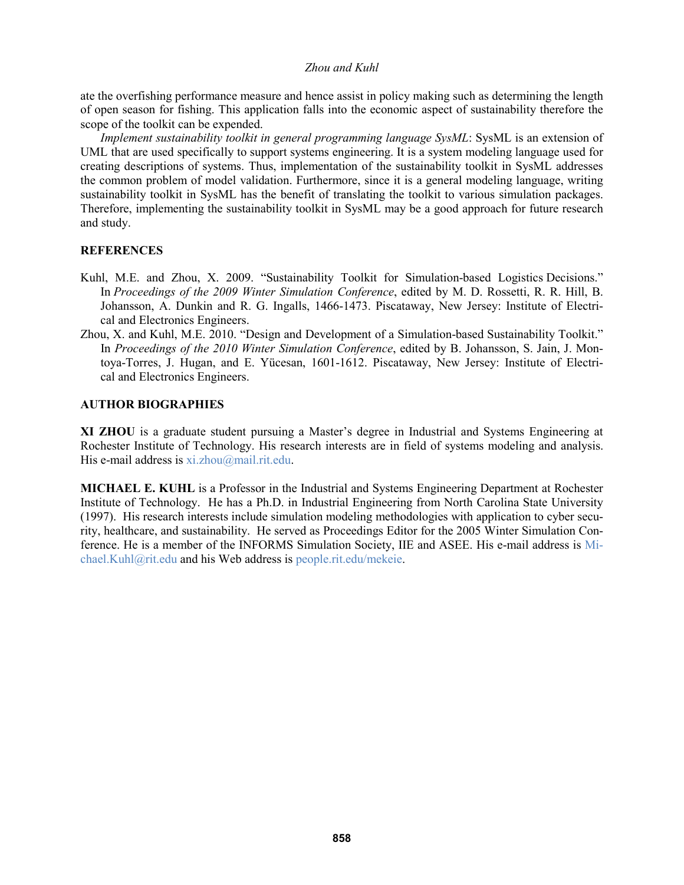ate the overfishing performance measure and hence assist in policy making such as determining the length of open season for fishing. This application falls into the economic aspect of sustainability therefore the scope of the toolkit can be expended.

*Implement sustainability toolkit in general programming language SysML*: SysML is an extension of UML that are used specifically to support systems engineering. It is a system modeling language used for creating descriptions of systems. Thus, implementation of the sustainability toolkit in SysML addresses the common problem of model validation. Furthermore, since it is a general modeling language, writing sustainability toolkit in SysML has the benefit of translating the toolkit to various simulation packages. Therefore, implementing the sustainability toolkit in SysML may be a good approach for future research and study.

## REFERENCES

Kuhl, M.E. and Zhou, X. 2009. "Sustainability Toolkit for Simulation-based Logistics Decisions." In *Proceedings of the 2009 Winter Simulation Conference*, edited by M. D. Rossetti, R. R. Hill, B. Johansson, A. Dunkin and R. G. Ingalls, 1466-1473. Piscataway, New Jersey: Institute of Electrical and Electronics Engineers.

Zhou, X. and Kuhl, M.E. 2010. "Design and Development of a Simulation-based Sustainability Toolkit." In *Proceedings of the 2010 Winter Simulation Conference*, edited by B. Johansson, S. Jain, J. Montoya-Torres, J. Hugan, and E. Yücesan, 1601-1612. Piscataway, New Jersey: Institute of Electrical and Electronics Engineers.

## AUTHOR BIOGRAPHIES

**XI ZHOU** is a graduate student pursuing a Master's degree in Industrial and Systems Engineering at Rochester Institute of Technology. His research interests are in field of systems modeling and analysis. His e-mail address is xi.zhou@mail.rit.edu.

**MICHAEL E. KUHL** is a Professor in the Industrial and Systems Engineering Department at Rochester Institute of Technology. He has a Ph.D. in Industrial Engineering from North Carolina State University (1997). His research interests include simulation modeling methodologies with application to cyber security, healthcare, and sustainability. He served as Proceedings Editor for the 2005 Winter Simulation Conference. He is a member of the INFORMS Simulation Society, IIE and ASEE. His e-mail address is Michael.Kuhl@rit.edu and his Web address is people.rit.edu/mekeie.